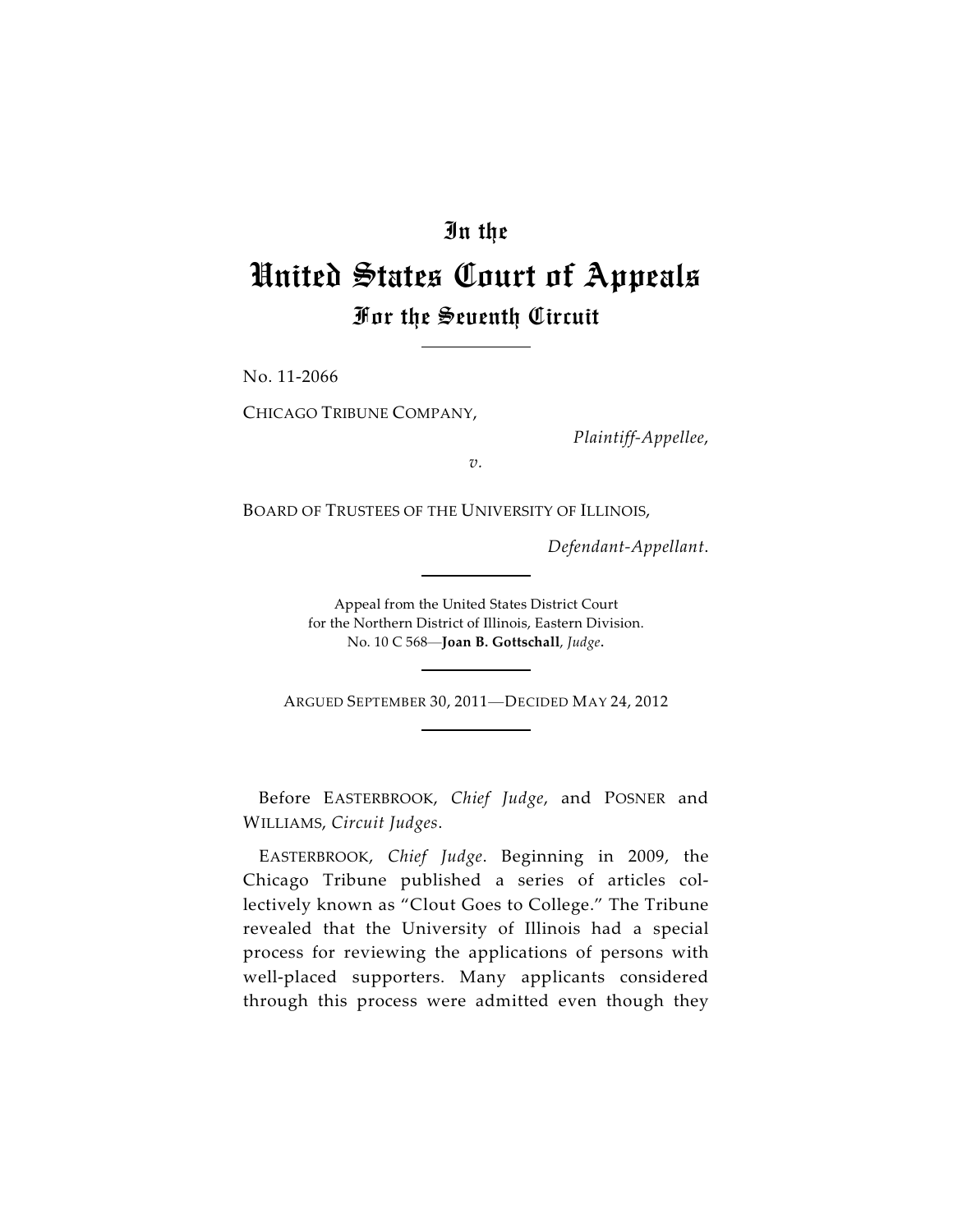# In the
# United States Court of Appeals
## For the Seventh Circuit

No. 11-2066

CHICAGO TRIBUNE COMPANY,

*Plaintiff-Appellee,*

*v.*

BOARD OF TRUSTEES OF THE UNIVERSITY OF ILLINOIS,

*Defendant-Appellant.*

Appeal from the United States District Court
for the Northern District of Illinois, Eastern Division.
No. 10 C 568—**Joan B. Gottschall**, *Judge*.

ARGUED SEPTEMBER 30, 2011—DECIDED MAY 24, 2012

Before EASTERBROOK, *Chief Judge*, and POSNER and WILLIAMS, *Circuit Judges*.

EASTERBROOK, *Chief Judge*. Beginning in 2009, the Chicago Tribune published a series of articles collectively known as "Clout Goes to College." The Tribune revealed that the University of Illinois had a special process for reviewing the applications of persons with well-placed supporters. Many applicants considered through this process were admitted even though they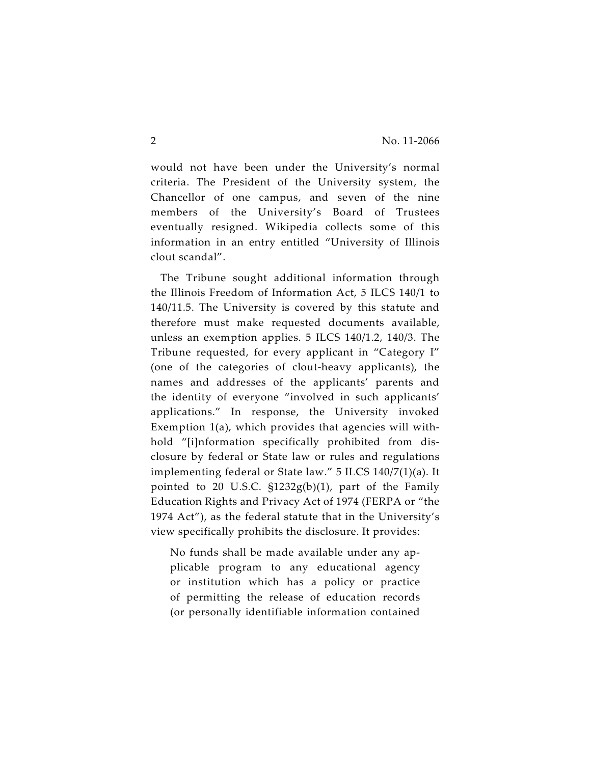would not have been under the University's normal criteria. The President of the University system, the Chancellor of one campus, and seven of the nine members of the University's Board of Trustees eventually resigned. Wikipedia collects some of this information in an entry entitled "University of Illinois clout scandal".

The Tribune sought additional information through the Illinois Freedom of Information Act, 5 ILCS 140/1 to 140/11.5. The University is covered by this statute and therefore must make requested documents available, unless an exemption applies. 5 ILCS 140/1.2, 140/3. The Tribune requested, for every applicant in "Category I" (one of the categories of clout-heavy applicants), the names and addresses of the applicants' parents and the identity of everyone "involved in such applicants' applications." In response, the University invoked Exemption 1(a), which provides that agencies will withhold "[i]nformation specifically prohibited from disclosure by federal or State law or rules and regulations implementing federal or State law." 5 ILCS 140/7(1)(a). It pointed to 20 U.S.C. §1232g(b)(1), part of the Family Education Rights and Privacy Act of 1974 (FERPA or "the 1974 Act"), as the federal statute that in the University's view specifically prohibits the disclosure. It provides:

> No funds shall be made available under any applicable program to any educational agency or institution which has a policy or practice of permitting the release of education records (or personally identifiable information contained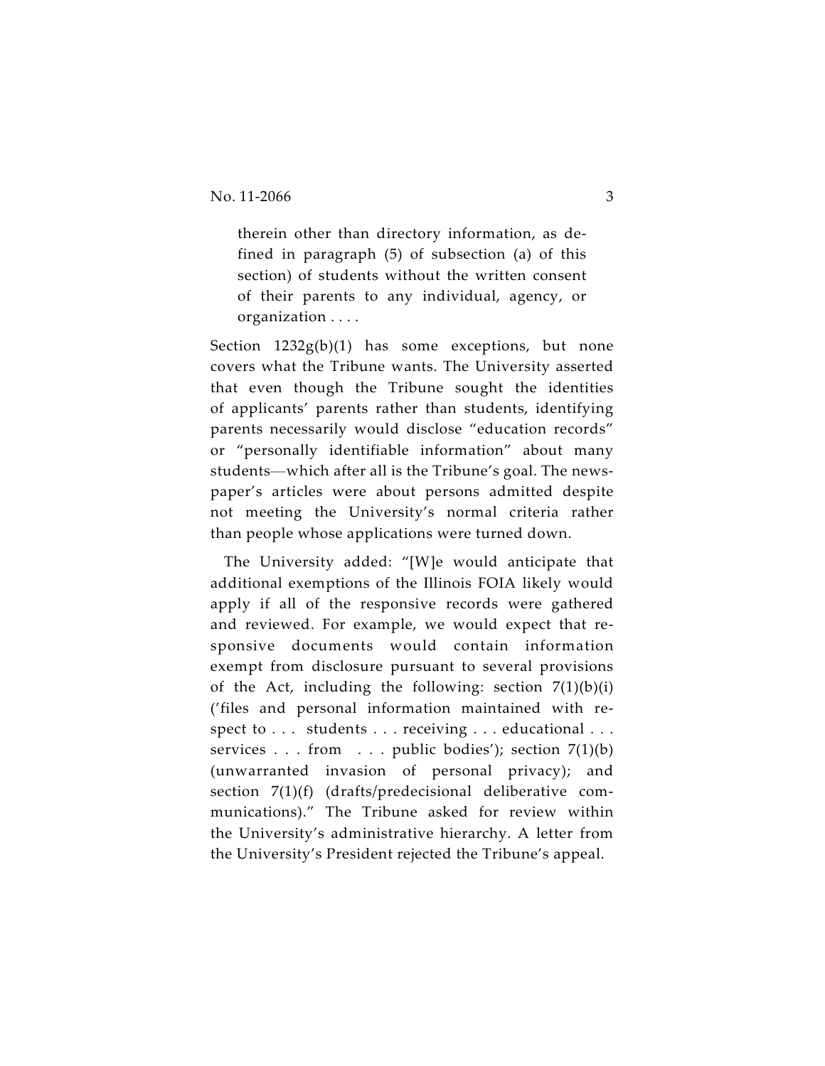> therein other than directory information, as defined in paragraph (5) of subsection (a) of this section) of students without the written consent of their parents to any individual, agency, or organization . . . .

Section 1232g(b)(1) has some exceptions, but none covers what the Tribune wants. The University asserted that even though the Tribune sought the identities of applicants' parents rather than students, identifying parents necessarily would disclose "education records" or "personally identifiable information" about many students—which after all is the Tribune's goal. The newspaper's articles were about persons admitted despite not meeting the University's normal criteria rather than people whose applications were turned down.

The University added: "[W]e would anticipate that additional exemptions of the Illinois FOIA likely would apply if all of the responsive records were gathered and reviewed. For example, we would expect that responsive documents would contain information exempt from disclosure pursuant to several provisions of the Act, including the following: section 7(1)(b)(i) ('files and personal information maintained with respect to . . . students . . . receiving . . . educational . . . services . . . from . . . public bodies'); section 7(1)(b) (unwarranted invasion of personal privacy); and section 7(1)(f) (drafts/predecisional deliberative communications)." The Tribune asked for review within the University's administrative hierarchy. A letter from the University's President rejected the Tribune's appeal.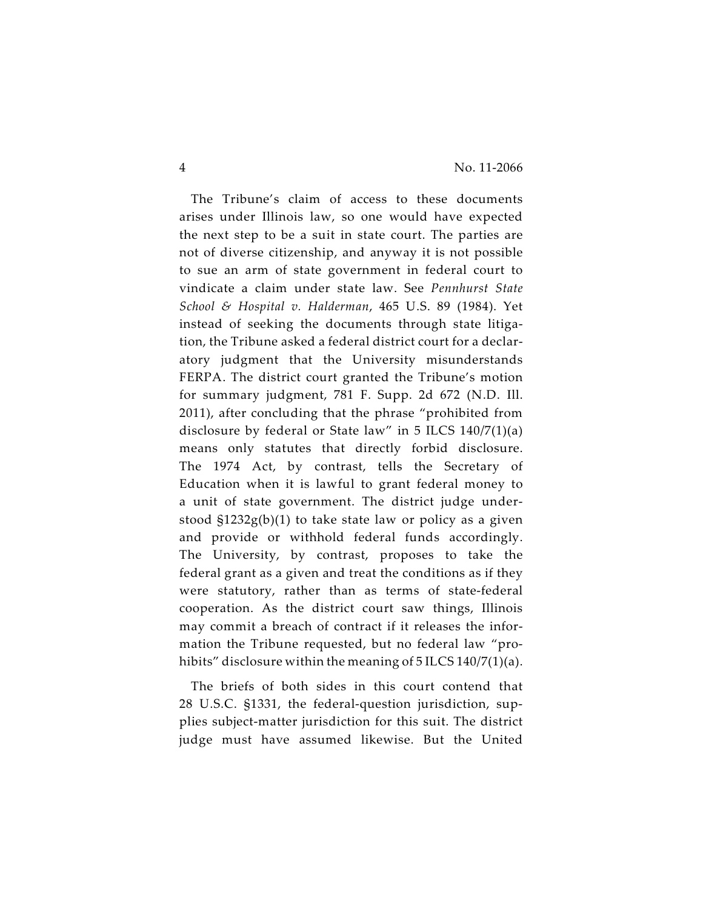The Tribune's claim of access to these documents arises under Illinois law, so one would have expected the next step to be a suit in state court. The parties are not of diverse citizenship, and anyway it is not possible to sue an arm of state government in federal court to vindicate a claim under state law. See *Pennhurst State School & Hospital v. Halderman*, 465 U.S. 89 (1984). Yet instead of seeking the documents through state litigation, the Tribune asked a federal district court for a declaratory judgment that the University misunderstands FERPA. The district court granted the Tribune's motion for summary judgment, 781 F. Supp. 2d 672 (N.D. Ill. 2011), after concluding that the phrase "prohibited from disclosure by federal or State law" in 5 ILCS 140/7(1)(a) means only statutes that directly forbid disclosure. The 1974 Act, by contrast, tells the Secretary of Education when it is lawful to grant federal money to a unit of state government. The district judge understood §1232g(b)(1) to take state law or policy as a given and provide or withhold federal funds accordingly. The University, by contrast, proposes to take the federal grant as a given and treat the conditions as if they were statutory, rather than as terms of state-federal cooperation. As the district court saw things, Illinois may commit a breach of contract if it releases the information the Tribune requested, but no federal law "prohibits" disclosure within the meaning of 5 ILCS 140/7(1)(a).

The briefs of both sides in this court contend that 28 U.S.C. §1331, the federal-question jurisdiction, supplies subject-matter jurisdiction for this suit. The district judge must have assumed likewise. But the United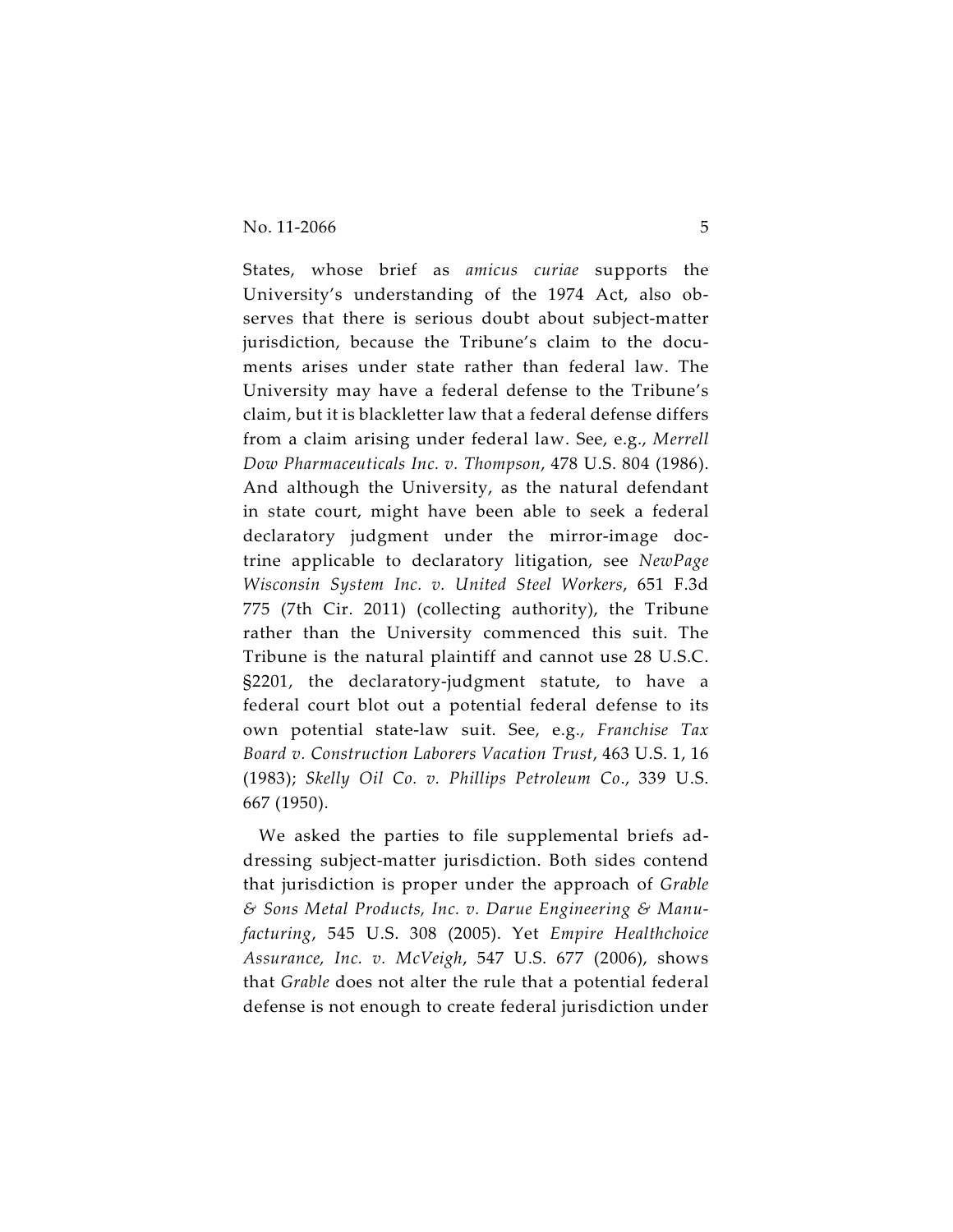States, whose brief as *amicus curiae* supports the University's understanding of the 1974 Act, also observes that there is serious doubt about subject-matter jurisdiction, because the Tribune's claim to the documents arises under state rather than federal law. The University may have a federal defense to the Tribune's claim, but it is blackletter law that a federal defense differs from a claim arising under federal law. See, e.g., *Merrell Dow Pharmaceuticals Inc. v. Thompson*, 478 U.S. 804 (1986). And although the University, as the natural defendant in state court, might have been able to seek a federal declaratory judgment under the mirror-image doctrine applicable to declaratory litigation, see *NewPage Wisconsin System Inc. v. United Steel Workers*, 651 F.3d 775 (7th Cir. 2011) (collecting authority), the Tribune rather than the University commenced this suit. The Tribune is the natural plaintiff and cannot use 28 U.S.C. §2201, the declaratory-judgment statute, to have a federal court blot out a potential federal defense to its own potential state-law suit. See, e.g., *Franchise Tax Board v. Construction Laborers Vacation Trust*, 463 U.S. 1, 16 (1983); *Skelly Oil Co. v. Phillips Petroleum Co*., 339 U.S. 667 (1950).

We asked the parties to file supplemental briefs addressing subject-matter jurisdiction. Both sides contend that jurisdiction is proper under the approach of *Grable & Sons Metal Products, Inc. v. Darue Engineering & Manufacturing*, 545 U.S. 308 (2005). Yet *Empire Healthchoice Assurance, Inc. v. McVeigh*, 547 U.S. 677 (2006), shows that *Grable* does not alter the rule that a potential federal defense is not enough to create federal jurisdiction under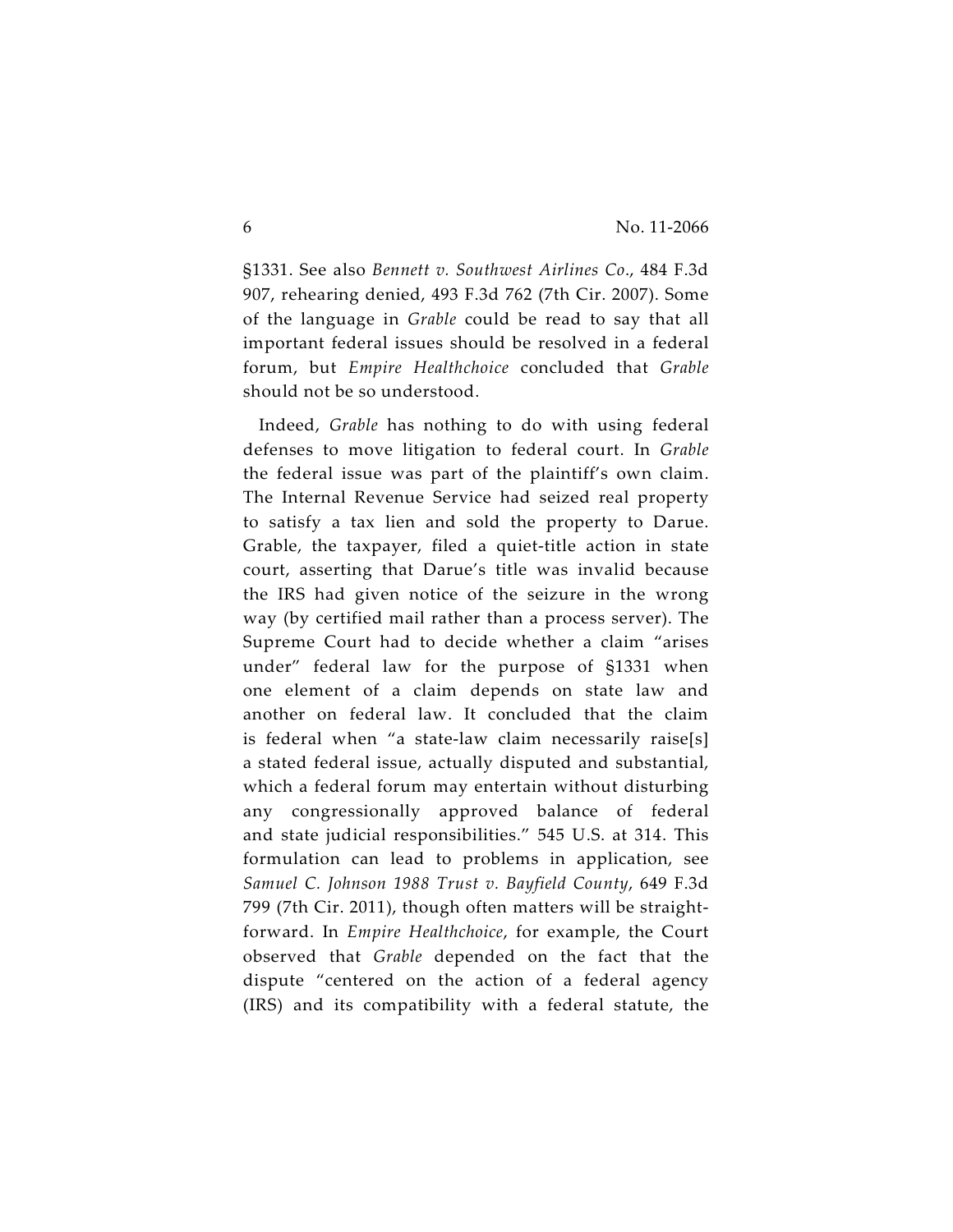§1331. See also *Bennett v. Southwest Airlines Co.*, 484 F.3d 907, rehearing denied, 493 F.3d 762 (7th Cir. 2007). Some of the language in *Grable* could be read to say that all important federal issues should be resolved in a federal forum, but *Empire Healthchoice* concluded that *Grable* should not be so understood.

Indeed, *Grable* has nothing to do with using federal defenses to move litigation to federal court. In *Grable* the federal issue was part of the plaintiff's own claim. The Internal Revenue Service had seized real property to satisfy a tax lien and sold the property to Darue. Grable, the taxpayer, filed a quiet-title action in state court, asserting that Darue's title was invalid because the IRS had given notice of the seizure in the wrong way (by certified mail rather than a process server). The Supreme Court had to decide whether a claim "arises under" federal law for the purpose of §1331 when one element of a claim depends on state law and another on federal law. It concluded that the claim is federal when "a state-law claim necessarily raise[s] a stated federal issue, actually disputed and substantial, which a federal forum may entertain without disturbing any congressionally approved balance of federal and state judicial responsibilities." 545 U.S. at 314. This formulation can lead to problems in application, see *Samuel C. Johnson 1988 Trust v. Bayfield County*, 649 F.3d 799 (7th Cir. 2011), though often matters will be straightforward. In *Empire Healthchoice*, for example, the Court observed that *Grable* depended on the fact that the dispute "centered on the action of a federal agency (IRS) and its compatibility with a federal statute, the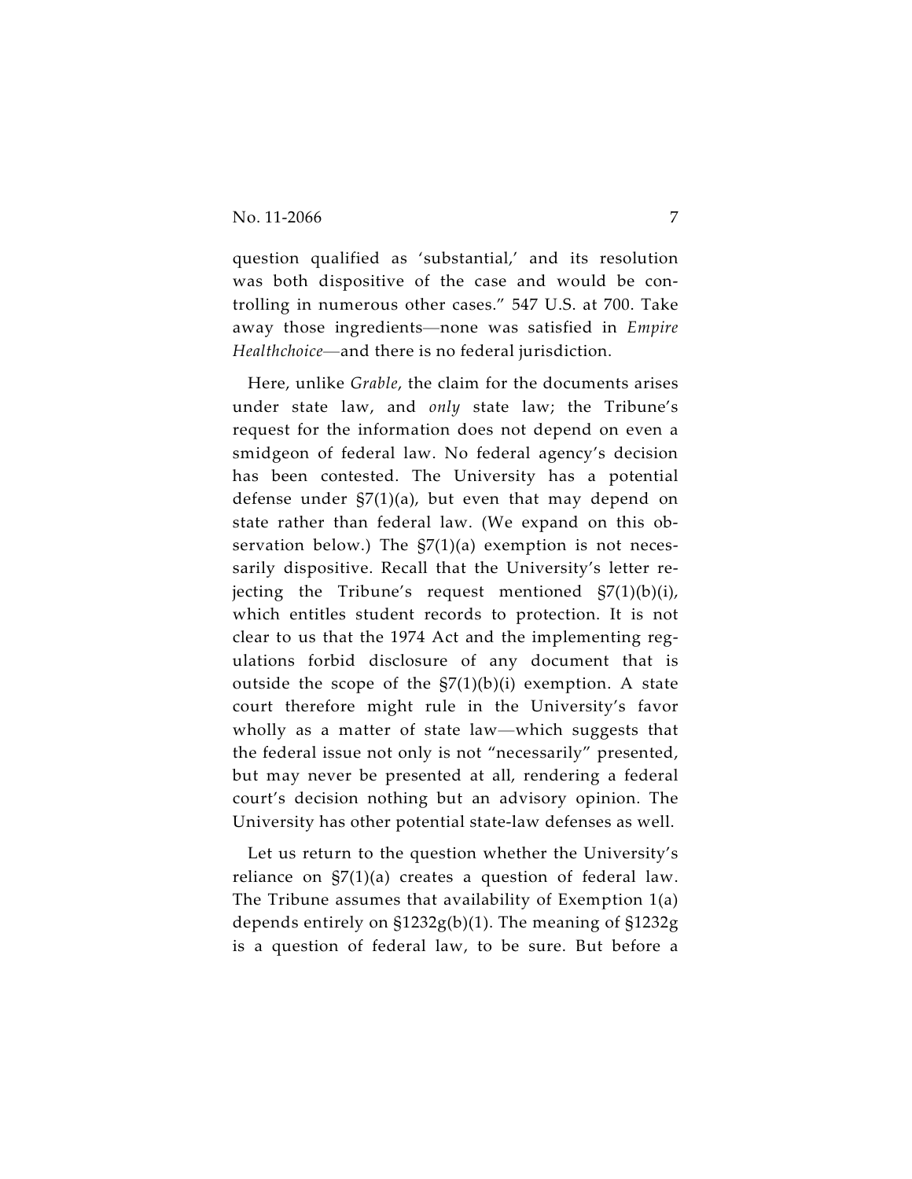question qualified as 'substantial,' and its resolution was both dispositive of the case and would be controlling in numerous other cases." 547 U.S. at 700. Take away those ingredients—none was satisfied in *Empire Healthchoice*—and there is no federal jurisdiction.

Here, unlike *Grable*, the claim for the documents arises under state law, and *only* state law; the Tribune's request for the information does not depend on even a smidgeon of federal law. No federal agency's decision has been contested. The University has a potential defense under §7(1)(a), but even that may depend on state rather than federal law. (We expand on this observation below.) The §7(1)(a) exemption is not necessarily dispositive. Recall that the University's letter rejecting the Tribune's request mentioned §7(1)(b)(i), which entitles student records to protection. It is not clear to us that the 1974 Act and the implementing regulations forbid disclosure of any document that is outside the scope of the §7(1)(b)(i) exemption. A state court therefore might rule in the University's favor wholly as a matter of state law—which suggests that the federal issue not only is not "necessarily" presented, but may never be presented at all, rendering a federal court's decision nothing but an advisory opinion. The University has other potential state-law defenses as well.

Let us return to the question whether the University's reliance on §7(1)(a) creates a question of federal law. The Tribune assumes that availability of Exemption 1(a) depends entirely on §1232g(b)(1). The meaning of §1232g is a question of federal law, to be sure. But before a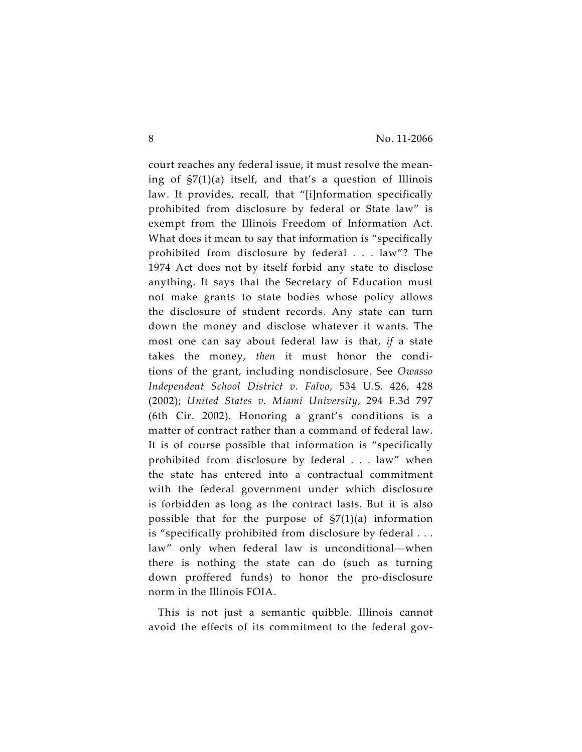court reaches any federal issue, it must resolve the meaning of §7(1)(a) itself, and that's a question of Illinois law. It provides, recall, that "[i]nformation specifically prohibited from disclosure by federal or State law" is exempt from the Illinois Freedom of Information Act. What does it mean to say that information is "specifically prohibited from disclosure by federal . . . law"? The 1974 Act does not by itself forbid any state to disclose anything. It says that the Secretary of Education must not make grants to state bodies whose policy allows the disclosure of student records. Any state can turn down the money and disclose whatever it wants. The most one can say about federal law is that, *if* a state takes the money, *then* it must honor the conditions of the grant, including nondisclosure. See *Owasso Independent School District v. Falvo*, 534 U.S. 426, 428 (2002); *United States v. Miami University*, 294 F.3d 797 (6th Cir. 2002). Honoring a grant's conditions is a matter of contract rather than a command of federal law. It is of course possible that information is "specifically prohibited from disclosure by federal . . . law" when the state has entered into a contractual commitment with the federal government under which disclosure is forbidden as long as the contract lasts. But it is also possible that for the purpose of §7(1)(a) information is "specifically prohibited from disclosure by federal . . . law" only when federal law is unconditional—when there is nothing the state can do (such as turning down proffered funds) to honor the pro-disclosure norm in the Illinois FOIA.

This is not just a semantic quibble. Illinois cannot avoid the effects of its commitment to the federal gov-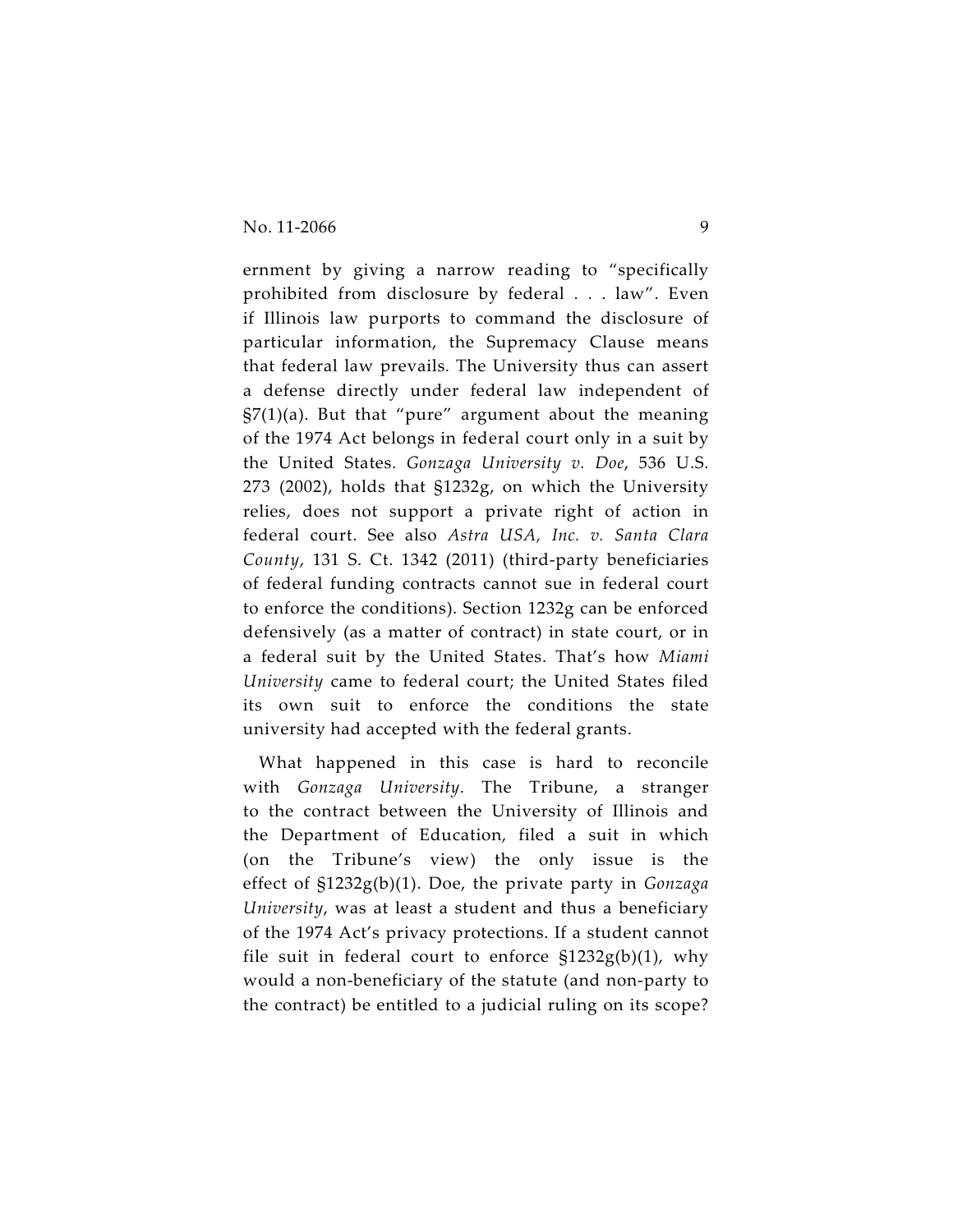ernment by giving a narrow reading to "specifically prohibited from disclosure by federal . . . law". Even if Illinois law purports to command the disclosure of particular information, the Supremacy Clause means that federal law prevails. The University thus can assert a defense directly under federal law independent of §7(1)(a). But that "pure" argument about the meaning of the 1974 Act belongs in federal court only in a suit by the United States. *Gonzaga University v. Doe*, 536 U.S. 273 (2002), holds that §1232g, on which the University relies, does not support a private right of action in federal court. See also *Astra USA, Inc. v. Santa Clara County*, 131 S. Ct. 1342 (2011) (third-party beneficiaries of federal funding contracts cannot sue in federal court to enforce the conditions). Section 1232g can be enforced defensively (as a matter of contract) in state court, or in a federal suit by the United States. That's how *Miami University* came to federal court; the United States filed its own suit to enforce the conditions the state university had accepted with the federal grants.

What happened in this case is hard to reconcile with *Gonzaga University*. The Tribune, a stranger to the contract between the University of Illinois and the Department of Education, filed a suit in which (on the Tribune's view) the only issue is the effect of §1232g(b)(1). Doe, the private party in *Gonzaga University*, was at least a student and thus a beneficiary of the 1974 Act's privacy protections. If a student cannot file suit in federal court to enforce §1232g(b)(1), why would a non-beneficiary of the statute (and non-party to the contract) be entitled to a judicial ruling on its scope?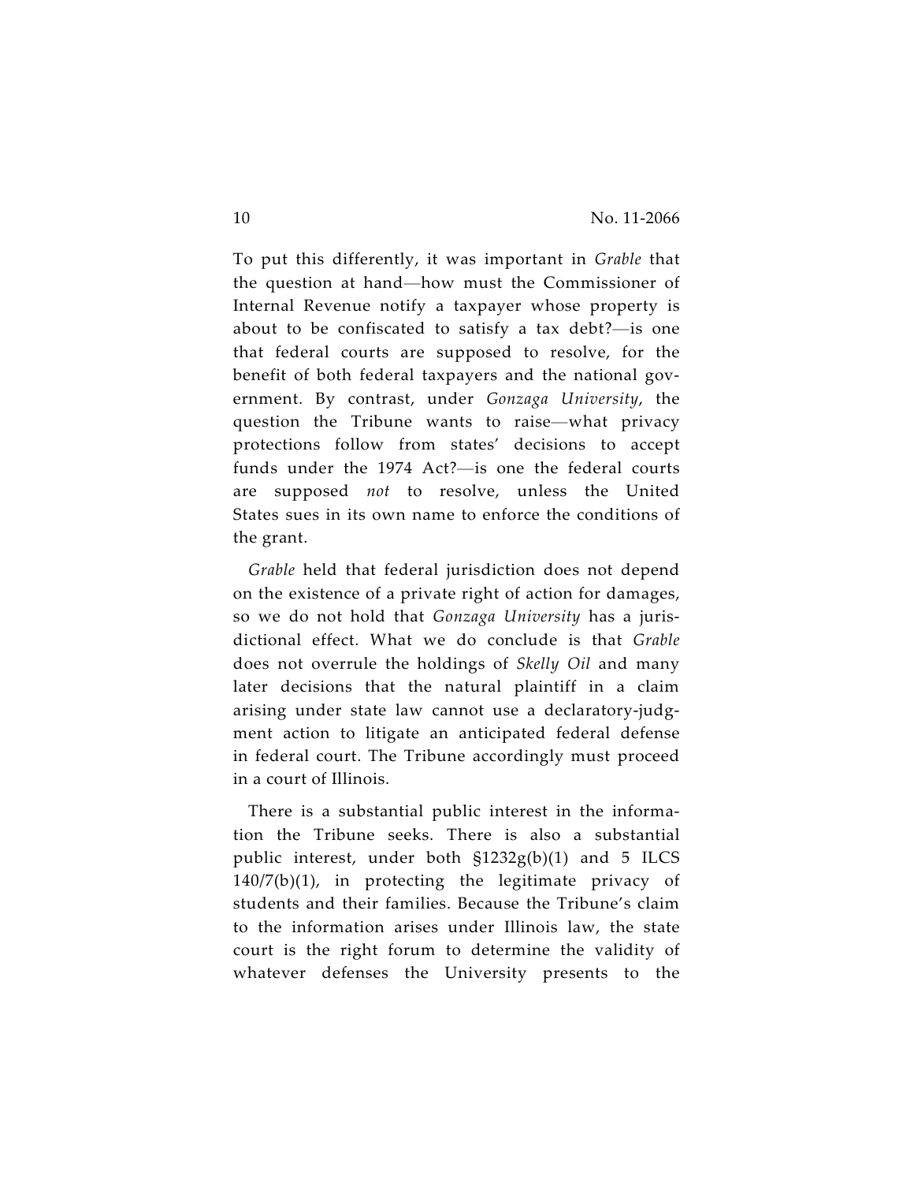To put this differently, it was important in *Grable* that the question at hand—how must the Commissioner of Internal Revenue notify a taxpayer whose property is about to be confiscated to satisfy a tax debt?—is one that federal courts are supposed to resolve, for the benefit of both federal taxpayers and the national government. By contrast, under *Gonzaga University*, the question the Tribune wants to raise—what privacy protections follow from states' decisions to accept funds under the 1974 Act?—is one the federal courts are supposed *not* to resolve, unless the United States sues in its own name to enforce the conditions of the grant.

*Grable* held that federal jurisdiction does not depend on the existence of a private right of action for damages, so we do not hold that *Gonzaga University* has a jurisdictional effect. What we do conclude is that *Grable* does not overrule the holdings of *Skelly Oil* and many later decisions that the natural plaintiff in a claim arising under state law cannot use a declaratory-judgment action to litigate an anticipated federal defense in federal court. The Tribune accordingly must proceed in a court of Illinois.

There is a substantial public interest in the information the Tribune seeks. There is also a substantial public interest, under both §1232g(b)(1) and 5 ILCS 140/7(b)(1), in protecting the legitimate privacy of students and their families. Because the Tribune's claim to the information arises under Illinois law, the state court is the right forum to determine the validity of whatever defenses the University presents to the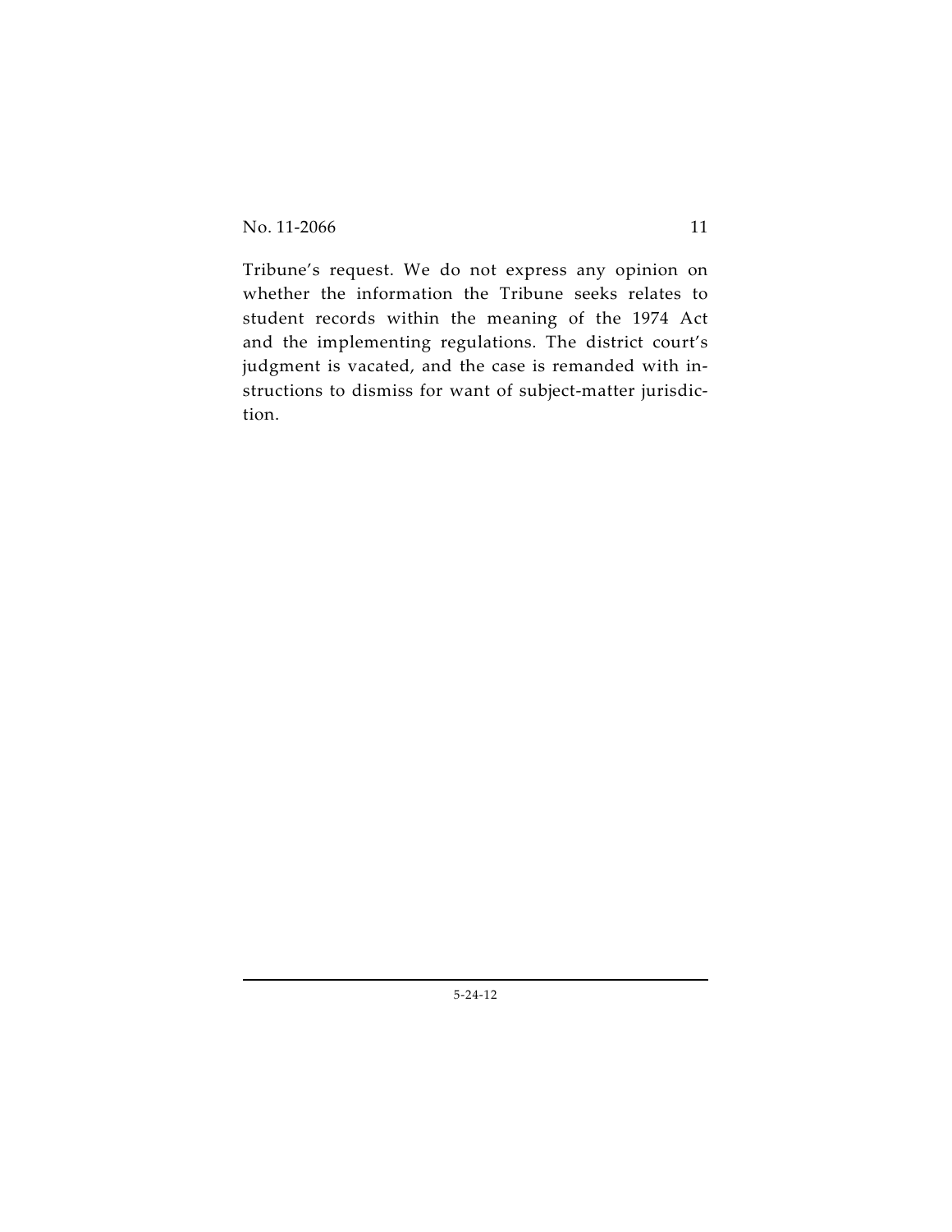Tribune's request. We do not express any opinion on whether the information the Tribune seeks relates to student records within the meaning of the 1974 Act and the implementing regulations. The district court's judgment is vacated, and the case is remanded with instructions to dismiss for want of subject-matter jurisdiction.

5-24-12